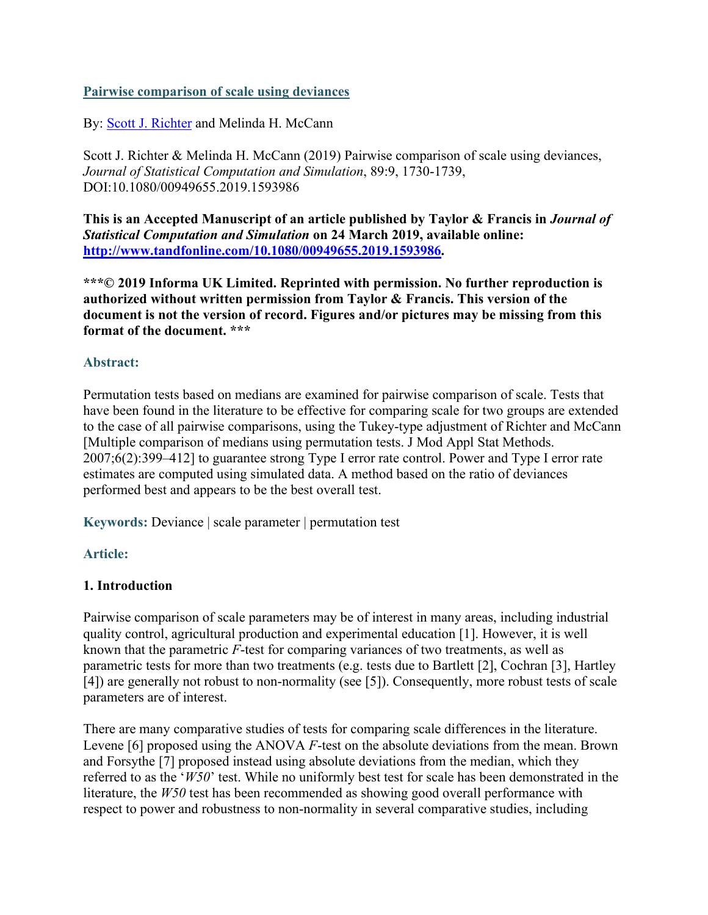# Pairwise comparison of scale using deviances

By: Scott J. Richter and Melinda H. McCann

Scott J. Richter & Melinda H. McCann (2019) Pairwise comparison of scale using deviances, *Journal of Statistical Computation and Simulation*, 89:9, 1730-1739, DOI:10.1080/00949655.2019.1593986

**This is an Accepted Manuscript of an article published by Taylor & Francis in *Journal of Statistical Computation and Simulation* on 24 March 2019, available online: http://www.tandfonline.com/10.1080/00949655.2019.1593986.**

**\*\*\*© 2019 Informa UK Limited. Reprinted with permission. No further reproduction is authorized without written permission from Taylor & Francis. This version of the document is not the version of record. Figures and/or pictures may be missing from this format of the document. \*\*\***

## Abstract:

Permutation tests based on medians are examined for pairwise comparison of scale. Tests that have been found in the literature to be effective for comparing scale for two groups are extended to the case of all pairwise comparisons, using the Tukey-type adjustment of Richter and McCann [Multiple comparison of medians using permutation tests. J Mod Appl Stat Methods. 2007;6(2):399–412] to guarantee strong Type I error rate control. Power and Type I error rate estimates are computed using simulated data. A method based on the ratio of deviances performed best and appears to be the best overall test.

**Keywords:** Deviance | scale parameter | permutation test

## Article:

### 1. Introduction

Pairwise comparison of scale parameters may be of interest in many areas, including industrial quality control, agricultural production and experimental education [1]. However, it is well known that the parametric *F*-test for comparing variances of two treatments, as well as parametric tests for more than two treatments (e.g. tests due to Bartlett [2], Cochran [3], Hartley [4]) are generally not robust to non-normality (see [5]). Consequently, more robust tests of scale parameters are of interest.

There are many comparative studies of tests for comparing scale differences in the literature. Levene [6] proposed using the ANOVA *F*-test on the absolute deviations from the mean. Brown and Forsythe [7] proposed instead using absolute deviations from the median, which they referred to as the '*W50*' test. While no uniformly best test for scale has been demonstrated in the literature, the *W50* test has been recommended as showing good overall performance with respect to power and robustness to non-normality in several comparative studies, including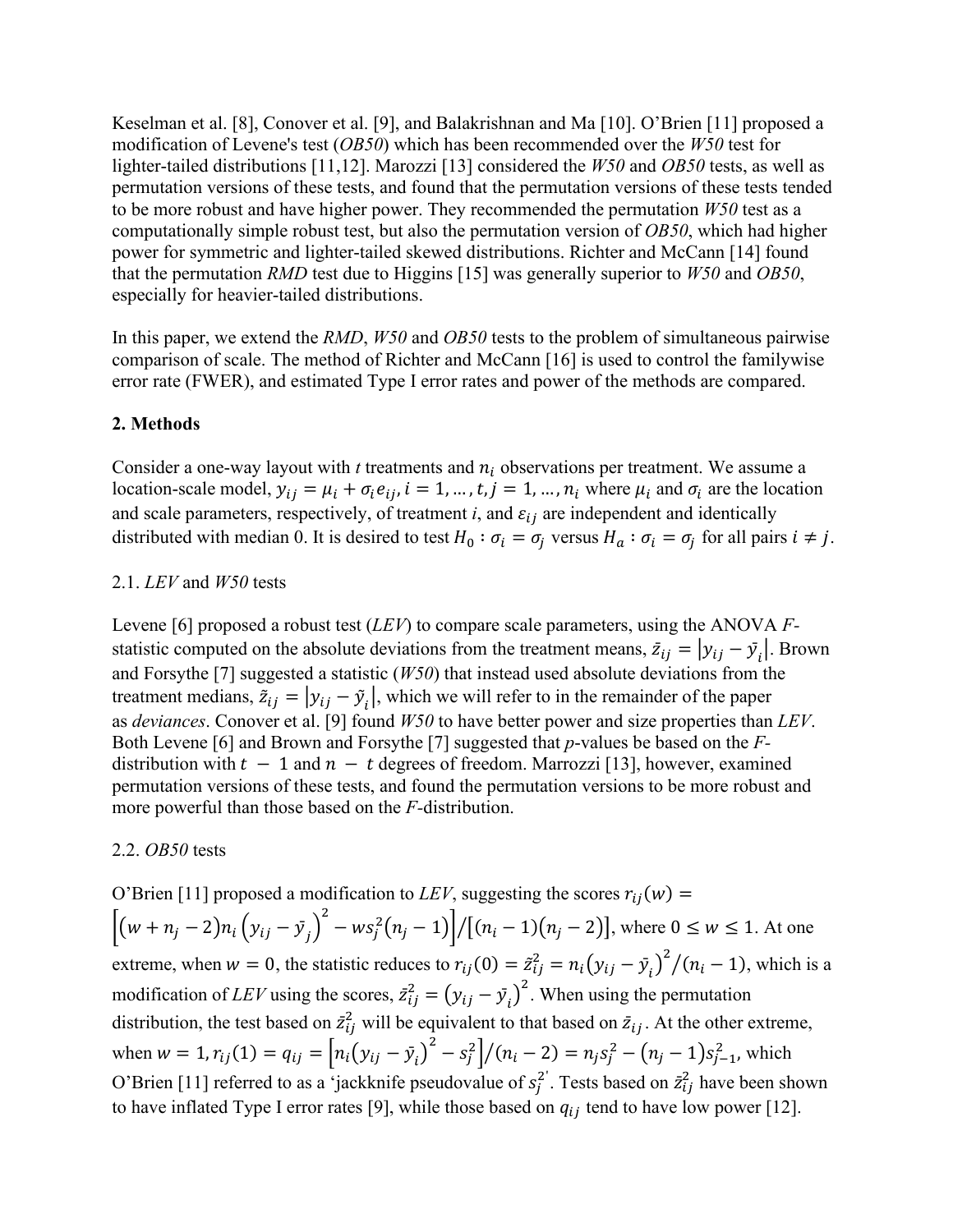Keselman et al. [8], Conover et al. [9], and Balakrishnan and Ma [10]. O'Brien [11] proposed a modification of Levene's test (*OB50*) which has been recommended over the *W50* test for lighter-tailed distributions [11,12]. Marozzi [13] considered the *W50* and *OB50* tests, as well as permutation versions of these tests, and found that the permutation versions of these tests tended to be more robust and have higher power. They recommended the permutation *W50* test as a computationally simple robust test, but also the permutation version of *OB50*, which had higher power for symmetric and lighter-tailed skewed distributions. Richter and McCann [14] found that the permutation *RMD* test due to Higgins [15] was generally superior to *W50* and *OB50*, especially for heavier-tailed distributions.

In this paper, we extend the *RMD*, *W50* and *OB50* tests to the problem of simultaneous pairwise comparison of scale. The method of Richter and McCann [16] is used to control the familywise error rate (FWER), and estimated Type I error rates and power of the methods are compared.

## 2. Methods

Consider a one-way layout with *t* treatments and $n_i$ observations per treatment. We assume a location-scale model, $y_{ij} = \mu_i + \sigma_i e_{ij}, i = 1, \dots, t, j = 1, \dots, n_i$ where $\mu_i$ and $\sigma_i$ are the location and scale parameters, respectively, of treatment *i*, and $\varepsilon_{ij}$ are independent and identically distributed with median 0. It is desired to test $H_0 : \sigma_i = \sigma_j$ versus $H_a : \sigma_i = \sigma_j$ for all pairs $i \neq j$.

### 2.1. *LEV* and *W50* tests

Levene [6] proposed a robust test (*LEV*) to compare scale parameters, using the ANOVA *F*-statistic computed on the absolute deviations from the treatment means, $\bar{z}_{ij} = |y_{ij} - \bar{y}_i|$. Brown and Forsythe [7] suggested a statistic (*W50*) that instead used absolute deviations from the treatment medians, $\tilde{z}_{ij} = |y_{ij} - \tilde{y}_i|$, which we will refer to in the remainder of the paper as *deviances*. Conover et al. [9] found *W50* to have better power and size properties than *LEV*. Both Levene [6] and Brown and Forsythe [7] suggested that *p*-values be based on the *F*-distribution with $t - 1$ and $n - t$ degrees of freedom. Marrozzi [13], however, examined permutation versions of these tests, and found the permutation versions to be more robust and more powerful than those based on the *F*-distribution.

### 2.2. *OB50* tests

O'Brien [11] proposed a modification to *LEV*, suggesting the scores $r_{ij}(w) = \left[(w + n_j - 2)n_i\left(y_{ij} - \bar{y}_j\right)^2 - ws_j^2(n_j - 1)\right]/[(n_i - 1)(n_j - 2)]$, where $0 \leq w \leq 1$. At one extreme, when $w = 0$, the statistic reduces to $r_{ij}(0) = \bar{z}_{ij}^2 = n_i\left(y_{ij} - \bar{y}_i\right)^2/(n_i - 1)$, which is a modification of *LEV* using the scores, $\bar{z}_{ij}^2 = \left(y_{ij} - \bar{y}_i\right)^2$. When using the permutation distribution, the test based on $\bar{z}_{ij}^2$ will be equivalent to that based on $\bar{z}_{ij}$. At the other extreme, when $w = 1, r_{ij}(1) = q_{ij} = \left[n_i\left(y_{ij} - \bar{y}_i\right)^2 - s_j^2\right]/(n_i - 2) = n_j s_j^2 - (n_j - 1)s_{j-1}^2$, which O'Brien [11] referred to as a 'jackknife pseudovalue of $s_j^{2'}$. Tests based on $\bar{z}_{ij}^2$ have been shown to have inflated Type I error rates [9], while those based on $q_{ij}$ tend to have low power [12].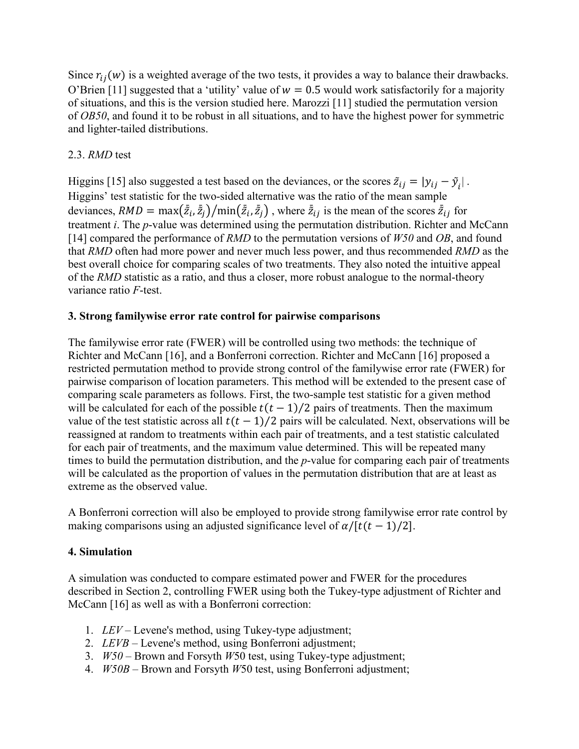Since $r_{ij}(w)$ is a weighted average of the two tests, it provides a way to balance their drawbacks. O'Brien [11] suggested that a 'utility' value of $w = 0.5$ would work satisfactorily for a majority of situations, and this is the version studied here. Marozzi [11] studied the permutation version of *OB50*, and found it to be robust in all situations, and to have the highest power for symmetric and lighter-tailed distributions.

2.3. *RMD* test

Higgins [15] also suggested a test based on the deviances, or the scores $\tilde{z}_{ij} = |y_{ij} - \tilde{y}_i|$. Higgins' test statistic for the two-sided alternative was the ratio of the mean sample deviances, $RMD = \max(\bar{\tilde{z}}_i, \bar{\tilde{z}}_j)/\min(\bar{\tilde{z}}_i, \bar{\tilde{z}}_j)$, where $\bar{\tilde{z}}_{ij}$ is the mean of the scores $\bar{\tilde{z}}_{ij}$ for treatment $i$. The $p$-value was determined using the permutation distribution. Richter and McCann [14] compared the performance of *RMD* to the permutation versions of *W50* and *OB*, and found that *RMD* often had more power and never much less power, and thus recommended *RMD* as the best overall choice for comparing scales of two treatments. They also noted the intuitive appeal of the *RMD* statistic as a ratio, and thus a closer, more robust analogue to the normal-theory variance ratio $F$-test.

## 3. Strong familywise error rate control for pairwise comparisons

The familywise error rate (FWER) will be controlled using two methods: the technique of Richter and McCann [16], and a Bonferroni correction. Richter and McCann [16] proposed a restricted permutation method to provide strong control of the familywise error rate (FWER) for pairwise comparison of location parameters. This method will be extended to the present case of comparing scale parameters as follows. First, the two-sample test statistic for a given method will be calculated for each of the possible $t(t-1)/2$ pairs of treatments. Then the maximum value of the test statistic across all $t(t-1)/2$ pairs will be calculated. Next, observations will be reassigned at random to treatments within each pair of treatments, and a test statistic calculated for each pair of treatments, and the maximum value determined. This will be repeated many times to build the permutation distribution, and the $p$-value for comparing each pair of treatments will be calculated as the proportion of values in the permutation distribution that are at least as extreme as the observed value.

A Bonferroni correction will also be employed to provide strong familywise error rate control by making comparisons using an adjusted significance level of $\alpha/[t(t-1)/2]$.

## 4. Simulation

A simulation was conducted to compare estimated power and FWER for the procedures described in Section 2, controlling FWER using both the Tukey-type adjustment of Richter and McCann [16] as well as with a Bonferroni correction:

1. *LEV* – Levene's method, using Tukey-type adjustment;
2. *LEVB* – Levene's method, using Bonferroni adjustment;
3. *W50* – Brown and Forsyth *W*50 test, using Tukey-type adjustment;
4. *W50B* – Brown and Forsyth *W*50 test, using Bonferroni adjustment;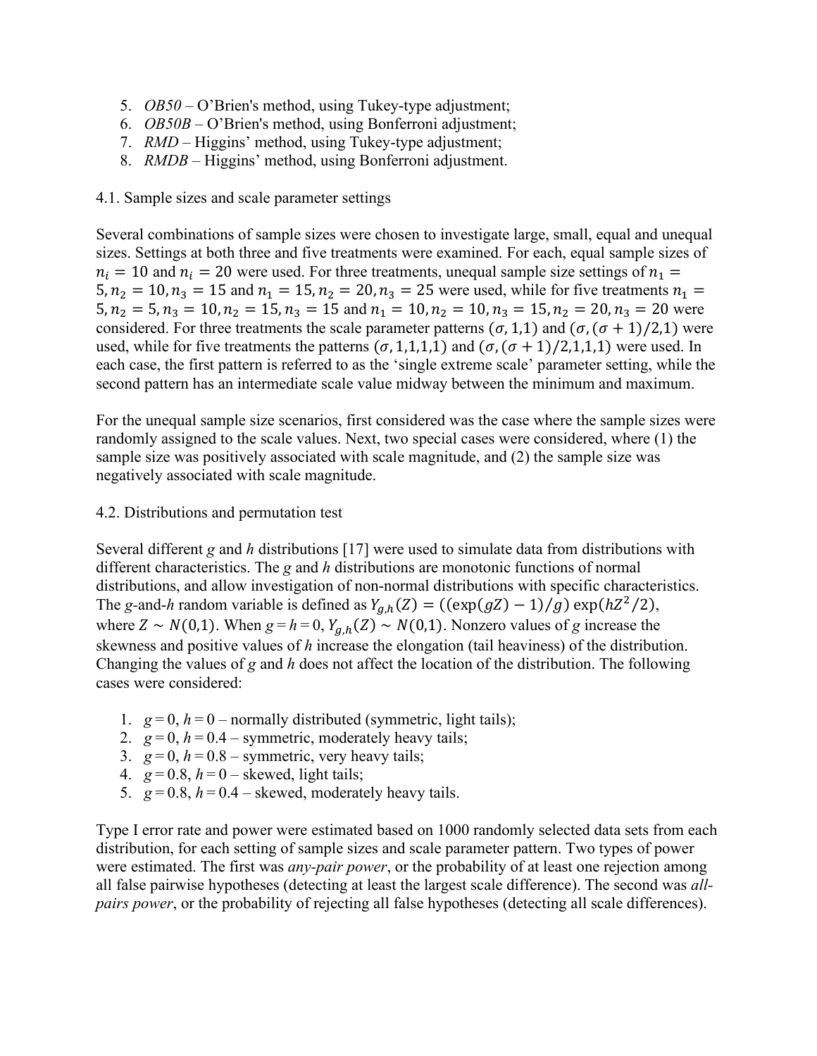5. *OB50* – O'Brien's method, using Tukey-type adjustment;
6. *OB50B* – O'Brien's method, using Bonferroni adjustment;
7. *RMD* – Higgins' method, using Tukey-type adjustment;
8. *RMDB* – Higgins' method, using Bonferroni adjustment.

4.1. Sample sizes and scale parameter settings

Several combinations of sample sizes were chosen to investigate large, small, equal and unequal sizes. Settings at both three and five treatments were examined. For each, equal sample sizes of $n_i = 10$ and $n_i = 20$ were used. For three treatments, unequal sample size settings of $n_1 = 5, n_2 = 10, n_3 = 15$ and $n_1 = 15, n_2 = 20, n_3 = 25$ were used, while for five treatments $n_1 = 5, n_2 = 5, n_3 = 10, n_2 = 15, n_3 = 15$ and $n_1 = 10, n_2 = 10, n_3 = 15, n_2 = 20, n_3 = 20$ were considered. For three treatments the scale parameter patterns $(\sigma, 1,1)$ and $(\sigma, (\sigma + 1)/2, 1)$ were used, while for five treatments the patterns $(\sigma, 1,1,1,1)$ and $(\sigma, (\sigma + 1)/2, 1,1,1)$ were used. In each case, the first pattern is referred to as the 'single extreme scale' parameter setting, while the second pattern has an intermediate scale value midway between the minimum and maximum.

For the unequal sample size scenarios, first considered was the case where the sample sizes were randomly assigned to the scale values. Next, two special cases were considered, where (1) the sample size was positively associated with scale magnitude, and (2) the sample size was negatively associated with scale magnitude.

4.2. Distributions and permutation test

Several different *g* and *h* distributions [17] were used to simulate data from distributions with different characteristics. The *g* and *h* distributions are monotonic functions of normal distributions, and allow investigation of non-normal distributions with specific characteristics. The *g*-and-*h* random variable is defined as $Y_{g,h}(Z) = ((\exp(gZ) - 1)/g) \exp(hZ^2/2)$, where $Z \sim N(0,1)$. When $g = h = 0$, $Y_{g,h}(Z) \sim N(0,1)$. Nonzero values of *g* increase the skewness and positive values of *h* increase the elongation (tail heaviness) of the distribution. Changing the values of *g* and *h* does not affect the location of the distribution. The following cases were considered:

1. $g = 0$, $h = 0$ – normally distributed (symmetric, light tails);
2. $g = 0$, $h = 0.4$ – symmetric, moderately heavy tails;
3. $g = 0$, $h = 0.8$ – symmetric, very heavy tails;
4. $g = 0.8$, $h = 0$ – skewed, light tails;
5. $g = 0.8$, $h = 0.4$ – skewed, moderately heavy tails.

Type I error rate and power were estimated based on 1000 randomly selected data sets from each distribution, for each setting of sample sizes and scale parameter pattern. Two types of power were estimated. The first was *any-pair power*, or the probability of at least one rejection among all false pairwise hypotheses (detecting at least the largest scale difference). The second was *all-pairs power*, or the probability of rejecting all false hypotheses (detecting all scale differences).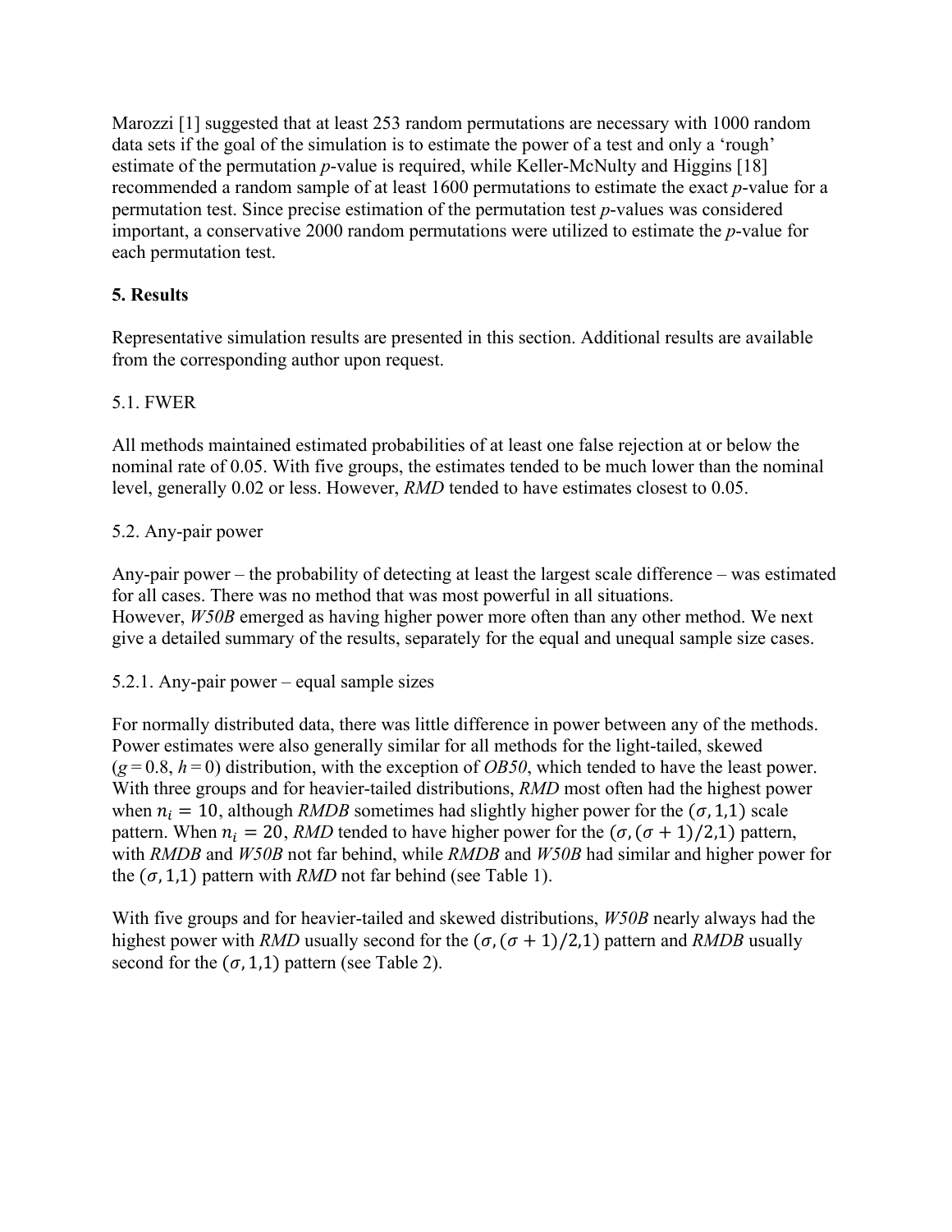Marozzi [1] suggested that at least 253 random permutations are necessary with 1000 random data sets if the goal of the simulation is to estimate the power of a test and only a 'rough' estimate of the permutation *p*-value is required, while Keller-McNulty and Higgins [18] recommended a random sample of at least 1600 permutations to estimate the exact *p*-value for a permutation test. Since precise estimation of the permutation test *p*-values was considered important, a conservative 2000 random permutations were utilized to estimate the *p*-value for each permutation test.

## 5. Results

Representative simulation results are presented in this section. Additional results are available from the corresponding author upon request.

### 5.1. FWER

All methods maintained estimated probabilities of at least one false rejection at or below the nominal rate of 0.05. With five groups, the estimates tended to be much lower than the nominal level, generally 0.02 or less. However, *RMD* tended to have estimates closest to 0.05.

### 5.2. Any-pair power

Any-pair power – the probability of detecting at least the largest scale difference – was estimated for all cases. There was no method that was most powerful in all situations.
However, *W50B* emerged as having higher power more often than any other method. We next give a detailed summary of the results, separately for the equal and unequal sample size cases.

#### 5.2.1. Any-pair power – equal sample sizes

For normally distributed data, there was little difference in power between any of the methods. Power estimates were also generally similar for all methods for the light-tailed, skewed ($g = 0.8$, $h = 0$) distribution, with the exception of *OB50*, which tended to have the least power. With three groups and for heavier-tailed distributions, *RMD* most often had the highest power when $n_i = 10$, although *RMDB* sometimes had slightly higher power for the $(\sigma, 1,1)$ scale pattern. When $n_i = 20$, *RMD* tended to have higher power for the $(\sigma, (\sigma + 1)/2, 1)$ pattern, with *RMDB* and *W50B* not far behind, while *RMDB* and *W50B* had similar and higher power for the $(\sigma, 1,1)$ pattern with *RMD* not far behind (see Table 1).

With five groups and for heavier-tailed and skewed distributions, *W50B* nearly always had the highest power with *RMD* usually second for the $(\sigma, (\sigma + 1)/2, 1)$ pattern and *RMDB* usually second for the $(\sigma, 1,1)$ pattern (see Table 2).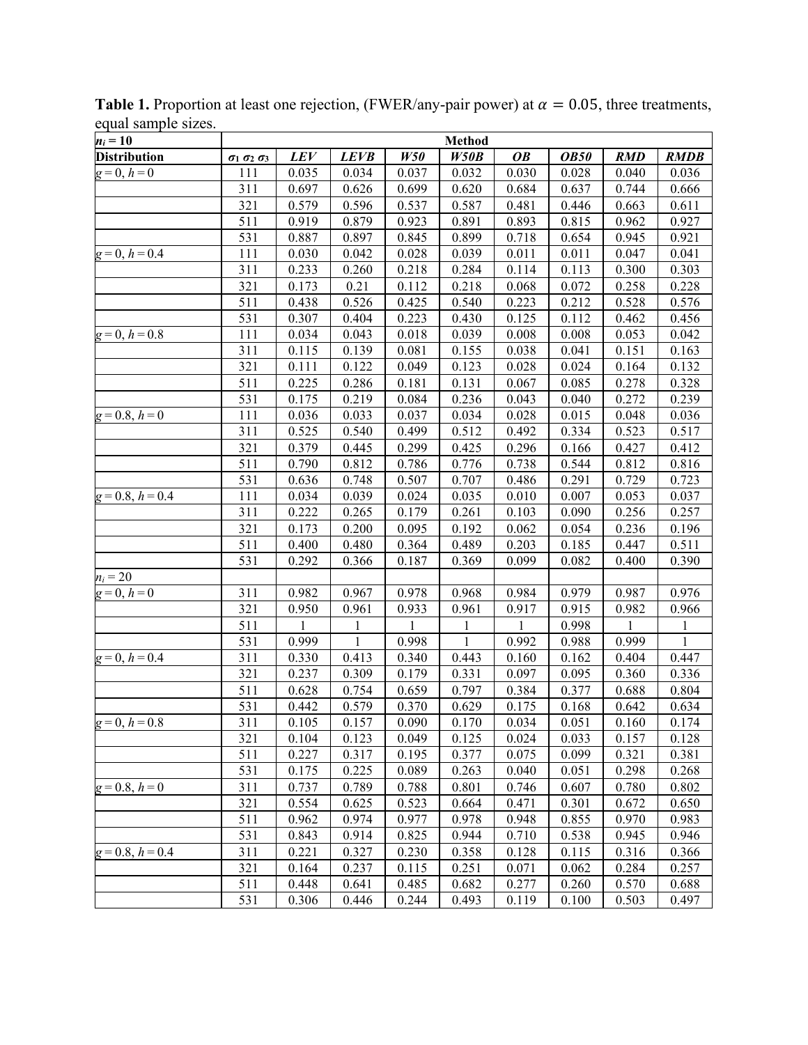**Table 1.** Proportion at least one rejection, (FWER/any-pair power) at $\alpha = 0.05$, three treatments, equal sample sizes.

| $n_i = 10$ | | Method | | | | | | | |
|---|---|---|---|---|---|---|---|---|---|
| **Distribution** | $\sigma_1\ \sigma_2\ \sigma_3$ | ***LEV*** | ***LEVB*** | ***W50*** | ***W50B*** | ***OB*** | ***OB50*** | ***RMD*** | ***RMDB*** |
| $g = 0, h = 0$ | 111 | 0.035 | 0.034 | 0.037 | 0.032 | 0.030 | 0.028 | 0.040 | 0.036 |
| | 311 | 0.697 | 0.626 | 0.699 | 0.620 | 0.684 | 0.637 | 0.744 | 0.666 |
| | 321 | 0.579 | 0.596 | 0.537 | 0.587 | 0.481 | 0.446 | 0.663 | 0.611 |
| | 511 | 0.919 | 0.879 | 0.923 | 0.891 | 0.893 | 0.815 | 0.962 | 0.927 |
| | 531 | 0.887 | 0.897 | 0.845 | 0.899 | 0.718 | 0.654 | 0.945 | 0.921 |
| $g = 0, h = 0.4$ | 111 | 0.030 | 0.042 | 0.028 | 0.039 | 0.011 | 0.011 | 0.047 | 0.041 |
| | 311 | 0.233 | 0.260 | 0.218 | 0.284 | 0.114 | 0.113 | 0.300 | 0.303 |
| | 321 | 0.173 | 0.21 | 0.112 | 0.218 | 0.068 | 0.072 | 0.258 | 0.228 |
| | 511 | 0.438 | 0.526 | 0.425 | 0.540 | 0.223 | 0.212 | 0.528 | 0.576 |
| | 531 | 0.307 | 0.404 | 0.223 | 0.430 | 0.125 | 0.112 | 0.462 | 0.456 |
| $g = 0, h = 0.8$ | 111 | 0.034 | 0.043 | 0.018 | 0.039 | 0.008 | 0.008 | 0.053 | 0.042 |
| | 311 | 0.115 | 0.139 | 0.081 | 0.155 | 0.038 | 0.041 | 0.151 | 0.163 |
| | 321 | 0.111 | 0.122 | 0.049 | 0.123 | 0.028 | 0.024 | 0.164 | 0.132 |
| | 511 | 0.225 | 0.286 | 0.181 | 0.131 | 0.067 | 0.085 | 0.278 | 0.328 |
| | 531 | 0.175 | 0.219 | 0.084 | 0.236 | 0.043 | 0.040 | 0.272 | 0.239 |
| $g = 0.8, h = 0$ | 111 | 0.036 | 0.033 | 0.037 | 0.034 | 0.028 | 0.015 | 0.048 | 0.036 |
| | 311 | 0.525 | 0.540 | 0.499 | 0.512 | 0.492 | 0.334 | 0.523 | 0.517 |
| | 321 | 0.379 | 0.445 | 0.299 | 0.425 | 0.296 | 0.166 | 0.427 | 0.412 |
| | 511 | 0.790 | 0.812 | 0.786 | 0.776 | 0.738 | 0.544 | 0.812 | 0.816 |
| | 531 | 0.636 | 0.748 | 0.507 | 0.707 | 0.486 | 0.291 | 0.729 | 0.723 |
| $g = 0.8, h = 0.4$ | 111 | 0.034 | 0.039 | 0.024 | 0.035 | 0.010 | 0.007 | 0.053 | 0.037 |
| | 311 | 0.222 | 0.265 | 0.179 | 0.261 | 0.103 | 0.090 | 0.256 | 0.257 |
| | 321 | 0.173 | 0.200 | 0.095 | 0.192 | 0.062 | 0.054 | 0.236 | 0.196 |
| | 511 | 0.400 | 0.480 | 0.364 | 0.489 | 0.203 | 0.185 | 0.447 | 0.511 |
| | 531 | 0.292 | 0.366 | 0.187 | 0.369 | 0.099 | 0.082 | 0.400 | 0.390 |
| $n_i = 20$ | | | | | | | | | |
| $g = 0, h = 0$ | 311 | 0.982 | 0.967 | 0.978 | 0.968 | 0.984 | 0.979 | 0.987 | 0.976 |
| | 321 | 0.950 | 0.961 | 0.933 | 0.961 | 0.917 | 0.915 | 0.982 | 0.966 |
| | 511 | 1 | 1 | 1 | 1 | 1 | 0.998 | 1 | 1 |
| | 531 | 0.999 | 1 | 0.998 | 1 | 0.992 | 0.988 | 0.999 | 1 |
| $g = 0, h = 0.4$ | 311 | 0.330 | 0.413 | 0.340 | 0.443 | 0.160 | 0.162 | 0.404 | 0.447 |
| | 321 | 0.237 | 0.309 | 0.179 | 0.331 | 0.097 | 0.095 | 0.360 | 0.336 |
| | 511 | 0.628 | 0.754 | 0.659 | 0.797 | 0.384 | 0.377 | 0.688 | 0.804 |
| | 531 | 0.442 | 0.579 | 0.370 | 0.629 | 0.175 | 0.168 | 0.642 | 0.634 |
| $g = 0, h = 0.8$ | 311 | 0.105 | 0.157 | 0.090 | 0.170 | 0.034 | 0.051 | 0.160 | 0.174 |
| | 321 | 0.104 | 0.123 | 0.049 | 0.125 | 0.024 | 0.033 | 0.157 | 0.128 |
| | 511 | 0.227 | 0.317 | 0.195 | 0.377 | 0.075 | 0.099 | 0.321 | 0.381 |
| | 531 | 0.175 | 0.225 | 0.089 | 0.263 | 0.040 | 0.051 | 0.298 | 0.268 |
| $g = 0.8, h = 0$ | 311 | 0.737 | 0.789 | 0.788 | 0.801 | 0.746 | 0.607 | 0.780 | 0.802 |
| | 321 | 0.554 | 0.625 | 0.523 | 0.664 | 0.471 | 0.301 | 0.672 | 0.650 |
| | 511 | 0.962 | 0.974 | 0.977 | 0.978 | 0.948 | 0.855 | 0.970 | 0.983 |
| | 531 | 0.843 | 0.914 | 0.825 | 0.944 | 0.710 | 0.538 | 0.945 | 0.946 |
| $g = 0.8, h = 0.4$ | 311 | 0.221 | 0.327 | 0.230 | 0.358 | 0.128 | 0.115 | 0.316 | 0.366 |
| | 321 | 0.164 | 0.237 | 0.115 | 0.251 | 0.071 | 0.062 | 0.284 | 0.257 |
| | 511 | 0.448 | 0.641 | 0.485 | 0.682 | 0.277 | 0.260 | 0.570 | 0.688 |
| | 531 | 0.306 | 0.446 | 0.244 | 0.493 | 0.119 | 0.100 | 0.503 | 0.497 |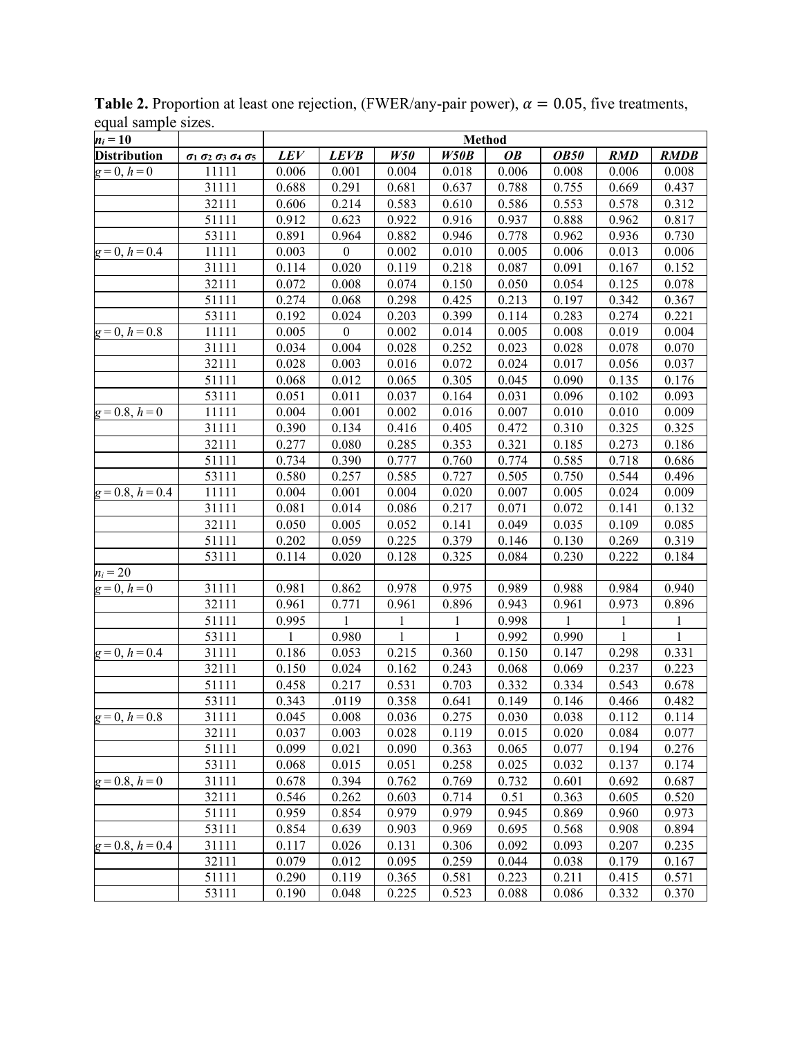**Table 2.** Proportion at least one rejection, (FWER/any-pair power), $\alpha = 0.05$, five treatments, equal sample sizes.

| $n_i = 10$ | | Method | | | | | | | |
|---|---|---|---|---|---|---|---|---|---|
| **Distribution** | $\sigma_1\ \sigma_2\ \sigma_3\ \sigma_4\ \sigma_5$ | ***LEV*** | ***LEVB*** | ***W50*** | ***W50B*** | ***OB*** | ***OB50*** | ***RMD*** | ***RMDB*** |
| $g = 0$, $h = 0$ | 11111 | 0.006 | 0.001 | 0.004 | 0.018 | 0.006 | 0.008 | 0.006 | 0.008 |
| | 31111 | 0.688 | 0.291 | 0.681 | 0.637 | 0.788 | 0.755 | 0.669 | 0.437 |
| | 32111 | 0.606 | 0.214 | 0.583 | 0.610 | 0.586 | 0.553 | 0.578 | 0.312 |
| | 51111 | 0.912 | 0.623 | 0.922 | 0.916 | 0.937 | 0.888 | 0.962 | 0.817 |
| | 53111 | 0.891 | 0.964 | 0.882 | 0.946 | 0.778 | 0.962 | 0.936 | 0.730 |
| $g = 0$, $h = 0.4$ | 11111 | 0.003 | 0 | 0.002 | 0.010 | 0.005 | 0.006 | 0.013 | 0.006 |
| | 31111 | 0.114 | 0.020 | 0.119 | 0.218 | 0.087 | 0.091 | 0.167 | 0.152 |
| | 32111 | 0.072 | 0.008 | 0.074 | 0.150 | 0.050 | 0.054 | 0.125 | 0.078 |
| | 51111 | 0.274 | 0.068 | 0.298 | 0.425 | 0.213 | 0.197 | 0.342 | 0.367 |
| | 53111 | 0.192 | 0.024 | 0.203 | 0.399 | 0.114 | 0.283 | 0.274 | 0.221 |
| $g = 0$, $h = 0.8$ | 11111 | 0.005 | 0 | 0.002 | 0.014 | 0.005 | 0.008 | 0.019 | 0.004 |
| | 31111 | 0.034 | 0.004 | 0.028 | 0.252 | 0.023 | 0.028 | 0.078 | 0.070 |
| | 32111 | 0.028 | 0.003 | 0.016 | 0.072 | 0.024 | 0.017 | 0.056 | 0.037 |
| | 51111 | 0.068 | 0.012 | 0.065 | 0.305 | 0.045 | 0.090 | 0.135 | 0.176 |
| | 53111 | 0.051 | 0.011 | 0.037 | 0.164 | 0.031 | 0.096 | 0.102 | 0.093 |
| $g = 0.8$, $h = 0$ | 11111 | 0.004 | 0.001 | 0.002 | 0.016 | 0.007 | 0.010 | 0.010 | 0.009 |
| | 31111 | 0.390 | 0.134 | 0.416 | 0.405 | 0.472 | 0.310 | 0.325 | 0.325 |
| | 32111 | 0.277 | 0.080 | 0.285 | 0.353 | 0.321 | 0.185 | 0.273 | 0.186 |
| | 51111 | 0.734 | 0.390 | 0.777 | 0.760 | 0.774 | 0.585 | 0.718 | 0.686 |
| | 53111 | 0.580 | 0.257 | 0.585 | 0.727 | 0.505 | 0.750 | 0.544 | 0.496 |
| $g = 0.8$, $h = 0.4$ | 11111 | 0.004 | 0.001 | 0.004 | 0.020 | 0.007 | 0.005 | 0.024 | 0.009 |
| | 31111 | 0.081 | 0.014 | 0.086 | 0.217 | 0.071 | 0.072 | 0.141 | 0.132 |
| | 32111 | 0.050 | 0.005 | 0.052 | 0.141 | 0.049 | 0.035 | 0.109 | 0.085 |
| | 51111 | 0.202 | 0.059 | 0.225 | 0.379 | 0.146 | 0.130 | 0.269 | 0.319 |
| | 53111 | 0.114 | 0.020 | 0.128 | 0.325 | 0.084 | 0.230 | 0.222 | 0.184 |
| $n_i = 20$ | | | | | | | | | |
| $g = 0$, $h = 0$ | 31111 | 0.981 | 0.862 | 0.978 | 0.975 | 0.989 | 0.988 | 0.984 | 0.940 |
| | 32111 | 0.961 | 0.771 | 0.961 | 0.896 | 0.943 | 0.961 | 0.973 | 0.896 |
| | 51111 | 0.995 | 1 | 1 | 1 | 0.998 | 1 | 1 | 1 |
| | 53111 | 1 | 0.980 | 1 | 1 | 0.992 | 0.990 | 1 | 1 |
| $g = 0$, $h = 0.4$ | 31111 | 0.186 | 0.053 | 0.215 | 0.360 | 0.150 | 0.147 | 0.298 | 0.331 |
| | 32111 | 0.150 | 0.024 | 0.162 | 0.243 | 0.068 | 0.069 | 0.237 | 0.223 |
| | 51111 | 0.458 | 0.217 | 0.531 | 0.703 | 0.332 | 0.334 | 0.543 | 0.678 |
| | 53111 | 0.343 | .0119 | 0.358 | 0.641 | 0.149 | 0.146 | 0.466 | 0.482 |
| $g = 0$, $h = 0.8$ | 31111 | 0.045 | 0.008 | 0.036 | 0.275 | 0.030 | 0.038 | 0.112 | 0.114 |
| | 32111 | 0.037 | 0.003 | 0.028 | 0.119 | 0.015 | 0.020 | 0.084 | 0.077 |
| | 51111 | 0.099 | 0.021 | 0.090 | 0.363 | 0.065 | 0.077 | 0.194 | 0.276 |
| | 53111 | 0.068 | 0.015 | 0.051 | 0.258 | 0.025 | 0.032 | 0.137 | 0.174 |
| $g = 0.8$, $h = 0$ | 31111 | 0.678 | 0.394 | 0.762 | 0.769 | 0.732 | 0.601 | 0.692 | 0.687 |
| | 32111 | 0.546 | 0.262 | 0.603 | 0.714 | 0.51 | 0.363 | 0.605 | 0.520 |
| | 51111 | 0.959 | 0.854 | 0.979 | 0.979 | 0.945 | 0.869 | 0.960 | 0.973 |
| | 53111 | 0.854 | 0.639 | 0.903 | 0.969 | 0.695 | 0.568 | 0.908 | 0.894 |
| $g = 0.8$, $h = 0.4$ | 31111 | 0.117 | 0.026 | 0.131 | 0.306 | 0.092 | 0.093 | 0.207 | 0.235 |
| | 32111 | 0.079 | 0.012 | 0.095 | 0.259 | 0.044 | 0.038 | 0.179 | 0.167 |
| | 51111 | 0.290 | 0.119 | 0.365 | 0.581 | 0.223 | 0.211 | 0.415 | 0.571 |
| | 53111 | 0.190 | 0.048 | 0.225 | 0.523 | 0.088 | 0.086 | 0.332 | 0.370 |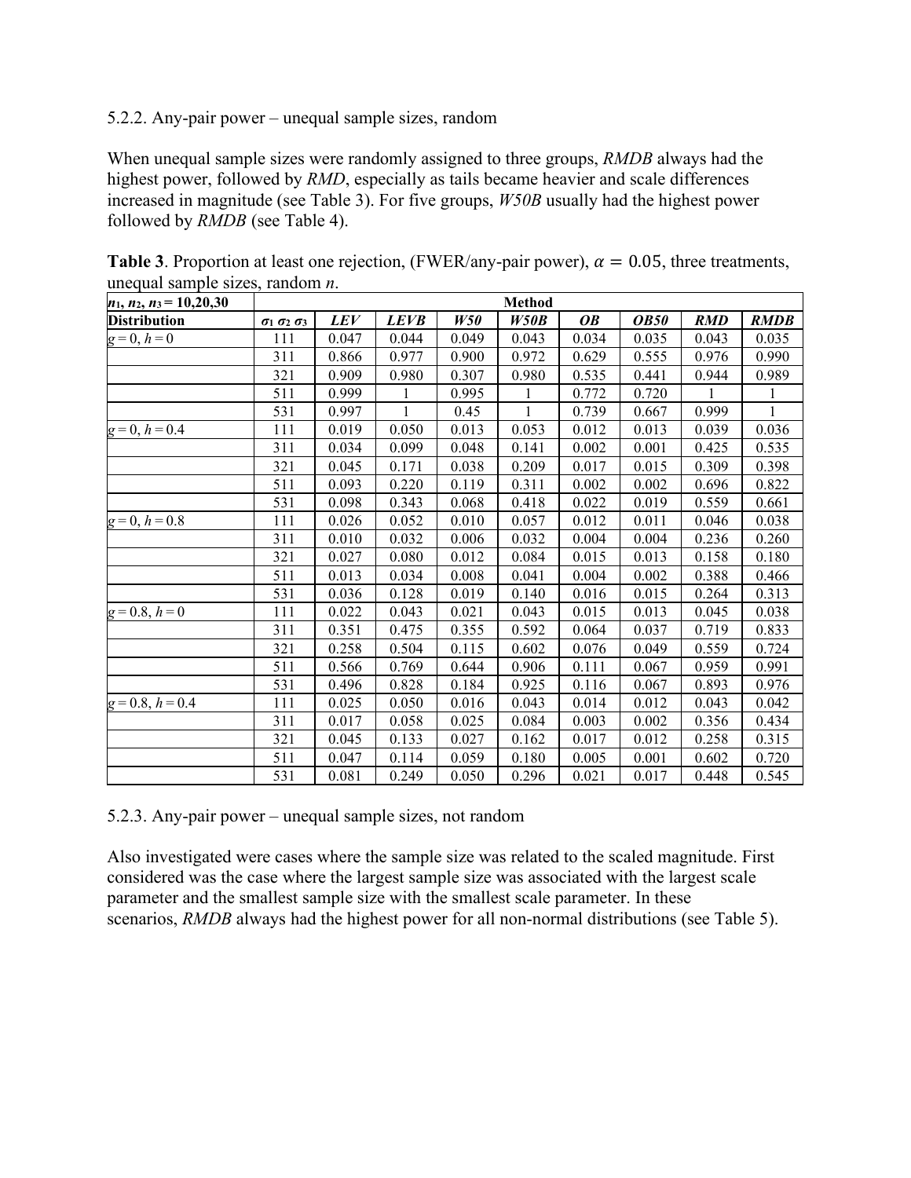5.2.2. Any-pair power – unequal sample sizes, random

When unequal sample sizes were randomly assigned to three groups, *RMDB* always had the highest power, followed by *RMD*, especially as tails became heavier and scale differences increased in magnitude (see Table 3). For five groups, *W50B* usually had the highest power followed by *RMDB* (see Table 4).

**Table 3**. Proportion at least one rejection, (FWER/any-pair power), $\alpha = 0.05$, three treatments, unequal sample sizes, random $n$.

| $n_1, n_2, n_3 = 10,20,30$ | | Method | | | | | | | |
|---|---|---|---|---|---|---|---|---|---|
| **Distribution** | $\sigma_1\ \sigma_2\ \sigma_3$ | *LEV* | *LEVB* | *W50* | *W50B* | *OB* | *OB50* | *RMD* | *RMDB* |
| $g = 0, h = 0$ | 111 | 0.047 | 0.044 | 0.049 | 0.043 | 0.034 | 0.035 | 0.043 | 0.035 |
| | 311 | 0.866 | 0.977 | 0.900 | 0.972 | 0.629 | 0.555 | 0.976 | 0.990 |
| | 321 | 0.909 | 0.980 | 0.307 | 0.980 | 0.535 | 0.441 | 0.944 | 0.989 |
| | 511 | 0.999 | 1 | 0.995 | 1 | 0.772 | 0.720 | 1 | 1 |
| | 531 | 0.997 | 1 | 0.45 | 1 | 0.739 | 0.667 | 0.999 | 1 |
| $g = 0, h = 0.4$ | 111 | 0.019 | 0.050 | 0.013 | 0.053 | 0.012 | 0.013 | 0.039 | 0.036 |
| | 311 | 0.034 | 0.099 | 0.048 | 0.141 | 0.002 | 0.001 | 0.425 | 0.535 |
| | 321 | 0.045 | 0.171 | 0.038 | 0.209 | 0.017 | 0.015 | 0.309 | 0.398 |
| | 511 | 0.093 | 0.220 | 0.119 | 0.311 | 0.002 | 0.002 | 0.696 | 0.822 |
| | 531 | 0.098 | 0.343 | 0.068 | 0.418 | 0.022 | 0.019 | 0.559 | 0.661 |
| $g = 0, h = 0.8$ | 111 | 0.026 | 0.052 | 0.010 | 0.057 | 0.012 | 0.011 | 0.046 | 0.038 |
| | 311 | 0.010 | 0.032 | 0.006 | 0.032 | 0.004 | 0.004 | 0.236 | 0.260 |
| | 321 | 0.027 | 0.080 | 0.012 | 0.084 | 0.015 | 0.013 | 0.158 | 0.180 |
| | 511 | 0.013 | 0.034 | 0.008 | 0.041 | 0.004 | 0.002 | 0.388 | 0.466 |
| | 531 | 0.036 | 0.128 | 0.019 | 0.140 | 0.016 | 0.015 | 0.264 | 0.313 |
| $g = 0.8, h = 0$ | 111 | 0.022 | 0.043 | 0.021 | 0.043 | 0.015 | 0.013 | 0.045 | 0.038 |
| | 311 | 0.351 | 0.475 | 0.355 | 0.592 | 0.064 | 0.037 | 0.719 | 0.833 |
| | 321 | 0.258 | 0.504 | 0.115 | 0.602 | 0.076 | 0.049 | 0.559 | 0.724 |
| | 511 | 0.566 | 0.769 | 0.644 | 0.906 | 0.111 | 0.067 | 0.959 | 0.991 |
| | 531 | 0.496 | 0.828 | 0.184 | 0.925 | 0.116 | 0.067 | 0.893 | 0.976 |
| $g = 0.8, h = 0.4$ | 111 | 0.025 | 0.050 | 0.016 | 0.043 | 0.014 | 0.012 | 0.043 | 0.042 |
| | 311 | 0.017 | 0.058 | 0.025 | 0.084 | 0.003 | 0.002 | 0.356 | 0.434 |
| | 321 | 0.045 | 0.133 | 0.027 | 0.162 | 0.017 | 0.012 | 0.258 | 0.315 |
| | 511 | 0.047 | 0.114 | 0.059 | 0.180 | 0.005 | 0.001 | 0.602 | 0.720 |
| | 531 | 0.081 | 0.249 | 0.050 | 0.296 | 0.021 | 0.017 | 0.448 | 0.545 |

5.2.3. Any-pair power – unequal sample sizes, not random

Also investigated were cases where the sample size was related to the scaled magnitude. First considered was the case where the largest sample size was associated with the largest scale parameter and the smallest sample size with the smallest scale parameter. In these scenarios, *RMDB* always had the highest power for all non-normal distributions (see Table 5).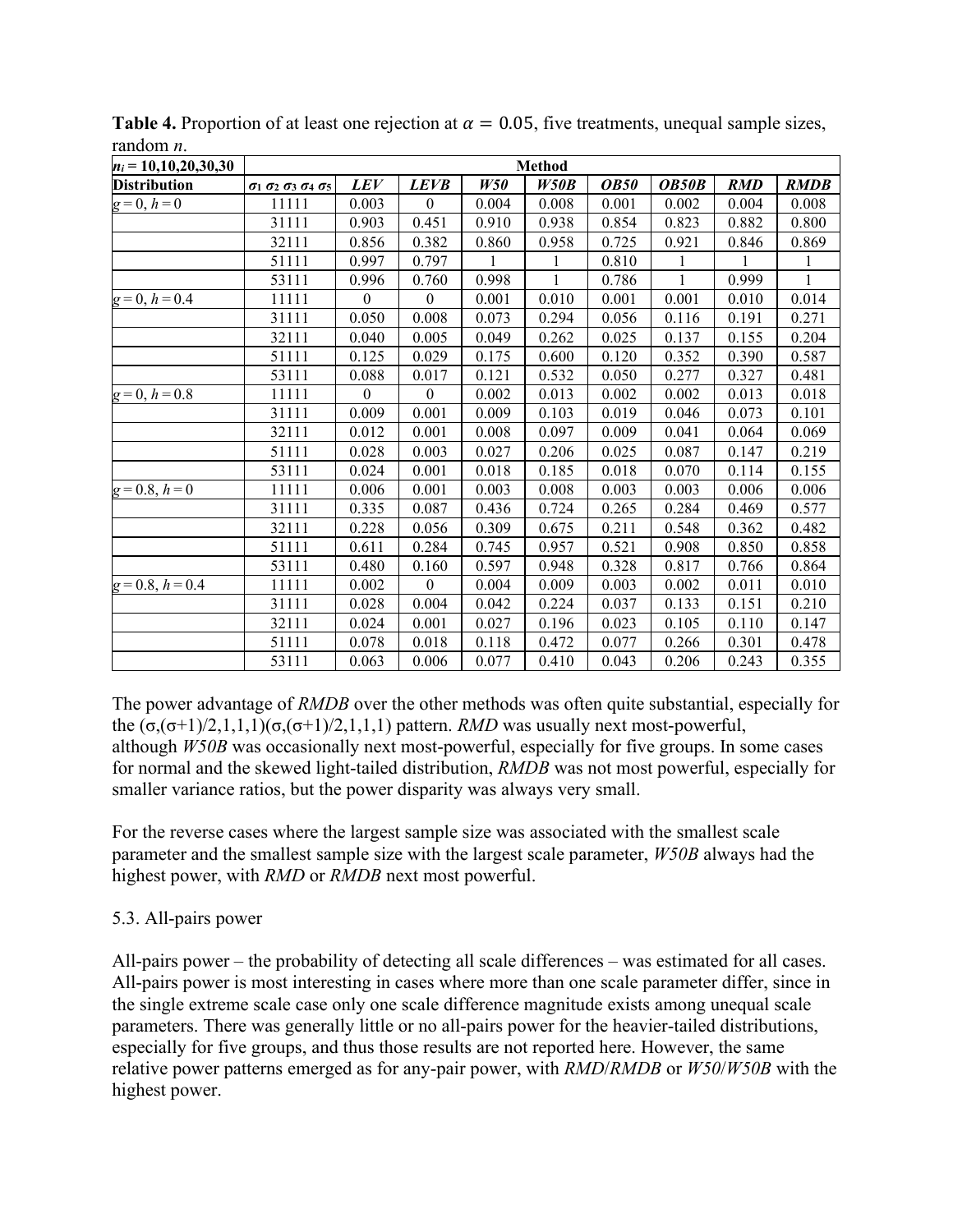**Table 4.** Proportion of at least one rejection at $\alpha = 0.05$, five treatments, unequal sample sizes, random *n*.

| $n_i$ = 10,10,20,30,30 | | Method | | | | | | | |
|---|---|---|---|---|---|---|---|---|---|
| **Distribution** | $\sigma_1\ \sigma_2\ \sigma_3\ \sigma_4\ \sigma_5$ | ***LEV*** | ***LEVB*** | ***W50*** | ***W50B*** | ***OB50*** | ***OB50B*** | ***RMD*** | ***RMDB*** |
| $g = 0, h = 0$ | 11111 | 0.003 | 0 | 0.004 | 0.008 | 0.001 | 0.002 | 0.004 | 0.008 |
| | 31111 | 0.903 | 0.451 | 0.910 | 0.938 | 0.854 | 0.823 | 0.882 | 0.800 |
| | 32111 | 0.856 | 0.382 | 0.860 | 0.958 | 0.725 | 0.921 | 0.846 | 0.869 |
| | 51111 | 0.997 | 0.797 | 1 | 1 | 0.810 | 1 | 1 | 1 |
| | 53111 | 0.996 | 0.760 | 0.998 | 1 | 0.786 | 1 | 0.999 | 1 |
| $g = 0, h = 0.4$ | 11111 | 0 | 0 | 0.001 | 0.010 | 0.001 | 0.001 | 0.010 | 0.014 |
| | 31111 | 0.050 | 0.008 | 0.073 | 0.294 | 0.056 | 0.116 | 0.191 | 0.271 |
| | 32111 | 0.040 | 0.005 | 0.049 | 0.262 | 0.025 | 0.137 | 0.155 | 0.204 |
| | 51111 | 0.125 | 0.029 | 0.175 | 0.600 | 0.120 | 0.352 | 0.390 | 0.587 |
| | 53111 | 0.088 | 0.017 | 0.121 | 0.532 | 0.050 | 0.277 | 0.327 | 0.481 |
| $g = 0, h = 0.8$ | 11111 | 0 | 0 | 0.002 | 0.013 | 0.002 | 0.002 | 0.013 | 0.018 |
| | 31111 | 0.009 | 0.001 | 0.009 | 0.103 | 0.019 | 0.046 | 0.073 | 0.101 |
| | 32111 | 0.012 | 0.001 | 0.008 | 0.097 | 0.009 | 0.041 | 0.064 | 0.069 |
| | 51111 | 0.028 | 0.003 | 0.027 | 0.206 | 0.025 | 0.087 | 0.147 | 0.219 |
| | 53111 | 0.024 | 0.001 | 0.018 | 0.185 | 0.018 | 0.070 | 0.114 | 0.155 |
| $g = 0.8, h = 0$ | 11111 | 0.006 | 0.001 | 0.003 | 0.008 | 0.003 | 0.003 | 0.006 | 0.006 |
| | 31111 | 0.335 | 0.087 | 0.436 | 0.724 | 0.265 | 0.284 | 0.469 | 0.577 |
| | 32111 | 0.228 | 0.056 | 0.309 | 0.675 | 0.211 | 0.548 | 0.362 | 0.482 |
| | 51111 | 0.611 | 0.284 | 0.745 | 0.957 | 0.521 | 0.908 | 0.850 | 0.858 |
| | 53111 | 0.480 | 0.160 | 0.597 | 0.948 | 0.328 | 0.817 | 0.766 | 0.864 |
| $g = 0.8, h = 0.4$ | 11111 | 0.002 | 0 | 0.004 | 0.009 | 0.003 | 0.002 | 0.011 | 0.010 |
| | 31111 | 0.028 | 0.004 | 0.042 | 0.224 | 0.037 | 0.133 | 0.151 | 0.210 |
| | 32111 | 0.024 | 0.001 | 0.027 | 0.196 | 0.023 | 0.105 | 0.110 | 0.147 |
| | 51111 | 0.078 | 0.018 | 0.118 | 0.472 | 0.077 | 0.266 | 0.301 | 0.478 |
| | 53111 | 0.063 | 0.006 | 0.077 | 0.410 | 0.043 | 0.206 | 0.243 | 0.355 |

The power advantage of *RMDB* over the other methods was often quite substantial, especially for the $(\sigma,(\sigma+1)/2,1,1,1)(\sigma,(\sigma+1)/2,1,1,1)$ pattern. *RMD* was usually next most-powerful, although *W50B* was occasionally next most-powerful, especially for five groups. In some cases for normal and the skewed light-tailed distribution, *RMDB* was not most powerful, especially for smaller variance ratios, but the power disparity was always very small.

For the reverse cases where the largest sample size was associated with the smallest scale parameter and the smallest sample size with the largest scale parameter, *W50B* always had the highest power, with *RMD* or *RMDB* next most powerful.

## 5.3. All-pairs power

All-pairs power – the probability of detecting all scale differences – was estimated for all cases. All-pairs power is most interesting in cases where more than one scale parameter differ, since in the single extreme scale case only one scale difference magnitude exists among unequal scale parameters. There was generally little or no all-pairs power for the heavier-tailed distributions, especially for five groups, and thus those results are not reported here. However, the same relative power patterns emerged as for any-pair power, with *RMD*/*RMDB* or *W50*/*W50B* with the highest power.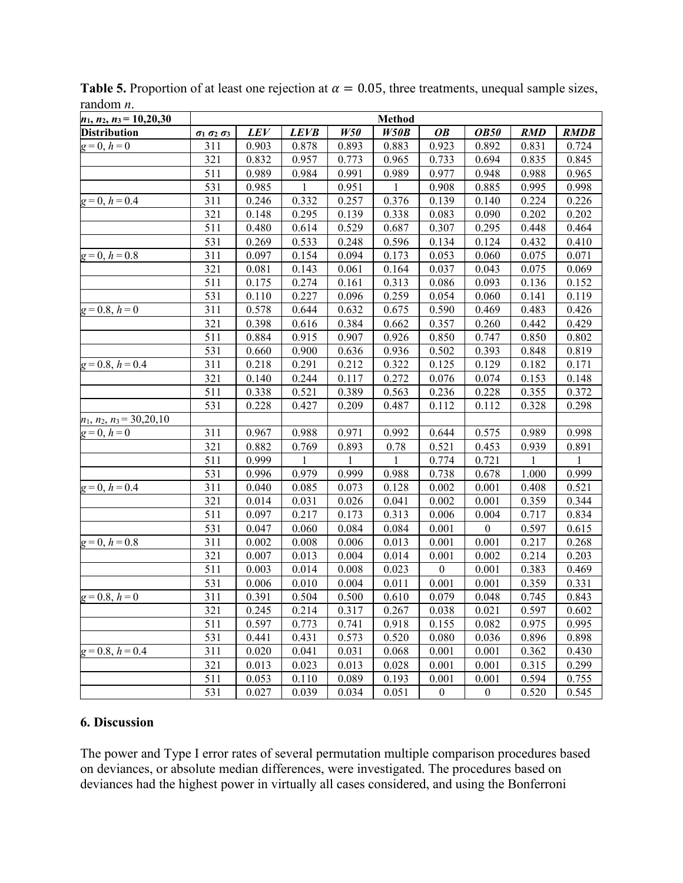**Table 5.** Proportion of at least one rejection at $\alpha = 0.05$, three treatments, unequal sample sizes, random $n$.

| $n_1, n_2, n_3 = 10,20,30$ | | Method | | | | | | | |
|---|---|---|---|---|---|---|---|---|---|
| **Distribution** | $\sigma_1\ \sigma_2\ \sigma_3$ | ***LEV*** | ***LEVB*** | ***W50*** | ***W50B*** | ***OB*** | ***OB50*** | ***RMD*** | ***RMDB*** |
| $g = 0, h = 0$ | 311 | 0.903 | 0.878 | 0.893 | 0.883 | 0.923 | 0.892 | 0.831 | 0.724 |
| | 321 | 0.832 | 0.957 | 0.773 | 0.965 | 0.733 | 0.694 | 0.835 | 0.845 |
| | 511 | 0.989 | 0.984 | 0.991 | 0.989 | 0.977 | 0.948 | 0.988 | 0.965 |
| | 531 | 0.985 | 1 | 0.951 | 1 | 0.908 | 0.885 | 0.995 | 0.998 |
| $g = 0, h = 0.4$ | 311 | 0.246 | 0.332 | 0.257 | 0.376 | 0.139 | 0.140 | 0.224 | 0.226 |
| | 321 | 0.148 | 0.295 | 0.139 | 0.338 | 0.083 | 0.090 | 0.202 | 0.202 |
| | 511 | 0.480 | 0.614 | 0.529 | 0.687 | 0.307 | 0.295 | 0.448 | 0.464 |
| | 531 | 0.269 | 0.533 | 0.248 | 0.596 | 0.134 | 0.124 | 0.432 | 0.410 |
| $g = 0, h = 0.8$ | 311 | 0.097 | 0.154 | 0.094 | 0.173 | 0.053 | 0.060 | 0.075 | 0.071 |
| | 321 | 0.081 | 0.143 | 0.061 | 0.164 | 0.037 | 0.043 | 0.075 | 0.069 |
| | 511 | 0.175 | 0.274 | 0.161 | 0.313 | 0.086 | 0.093 | 0.136 | 0.152 |
| | 531 | 0.110 | 0.227 | 0.096 | 0.259 | 0.054 | 0.060 | 0.141 | 0.119 |
| $g = 0.8, h = 0$ | 311 | 0.578 | 0.644 | 0.632 | 0.675 | 0.590 | 0.469 | 0.483 | 0.426 |
| | 321 | 0.398 | 0.616 | 0.384 | 0.662 | 0.357 | 0.260 | 0.442 | 0.429 |
| | 511 | 0.884 | 0.915 | 0.907 | 0.926 | 0.850 | 0.747 | 0.850 | 0.802 |
| | 531 | 0.660 | 0.900 | 0.636 | 0.936 | 0.502 | 0.393 | 0.848 | 0.819 |
| $g = 0.8, h = 0.4$ | 311 | 0.218 | 0.291 | 0.212 | 0.322 | 0.125 | 0.129 | 0.182 | 0.171 |
| | 321 | 0.140 | 0.244 | 0.117 | 0.272 | 0.076 | 0.074 | 0.153 | 0.148 |
| | 511 | 0.338 | 0.521 | 0.389 | 0.563 | 0.236 | 0.228 | 0.355 | 0.372 |
| | 531 | 0.228 | 0.427 | 0.209 | 0.487 | 0.112 | 0.112 | 0.328 | 0.298 |
| $n_1, n_2, n_3 = 30,20,10$ | | | | | | | | | |
| $g = 0, h = 0$ | 311 | 0.967 | 0.988 | 0.971 | 0.992 | 0.644 | 0.575 | 0.989 | 0.998 |
| | 321 | 0.882 | 0.769 | 0.893 | 0.78 | 0.521 | 0.453 | 0.939 | 0.891 |
| | 511 | 0.999 | 1 | 1 | 1 | 0.774 | 0.721 | 1 | 1 |
| | 531 | 0.996 | 0.979 | 0.999 | 0.988 | 0.738 | 0.678 | 1.000 | 0.999 |
| $g = 0, h = 0.4$ | 311 | 0.040 | 0.085 | 0.073 | 0.128 | 0.002 | 0.001 | 0.408 | 0.521 |
| | 321 | 0.014 | 0.031 | 0.026 | 0.041 | 0.002 | 0.001 | 0.359 | 0.344 |
| | 511 | 0.097 | 0.217 | 0.173 | 0.313 | 0.006 | 0.004 | 0.717 | 0.834 |
| | 531 | 0.047 | 0.060 | 0.084 | 0.084 | 0.001 | 0 | 0.597 | 0.615 |
| $g = 0, h = 0.8$ | 311 | 0.002 | 0.008 | 0.006 | 0.013 | 0.001 | 0.001 | 0.217 | 0.268 |
| | 321 | 0.007 | 0.013 | 0.004 | 0.014 | 0.001 | 0.002 | 0.214 | 0.203 |
| | 511 | 0.003 | 0.014 | 0.008 | 0.023 | 0 | 0.001 | 0.383 | 0.469 |
| | 531 | 0.006 | 0.010 | 0.004 | 0.011 | 0.001 | 0.001 | 0.359 | 0.331 |
| $g = 0.8, h = 0$ | 311 | 0.391 | 0.504 | 0.500 | 0.610 | 0.079 | 0.048 | 0.745 | 0.843 |
| | 321 | 0.245 | 0.214 | 0.317 | 0.267 | 0.038 | 0.021 | 0.597 | 0.602 |
| | 511 | 0.597 | 0.773 | 0.741 | 0.918 | 0.155 | 0.082 | 0.975 | 0.995 |
| | 531 | 0.441 | 0.431 | 0.573 | 0.520 | 0.080 | 0.036 | 0.896 | 0.898 |
| $g = 0.8, h = 0.4$ | 311 | 0.020 | 0.041 | 0.031 | 0.068 | 0.001 | 0.001 | 0.362 | 0.430 |
| | 321 | 0.013 | 0.023 | 0.013 | 0.028 | 0.001 | 0.001 | 0.315 | 0.299 |
| | 511 | 0.053 | 0.110 | 0.089 | 0.193 | 0.001 | 0.001 | 0.594 | 0.755 |
| | 531 | 0.027 | 0.039 | 0.034 | 0.051 | 0 | 0 | 0.520 | 0.545 |

## 6. Discussion

The power and Type I error rates of several permutation multiple comparison procedures based on deviances, or absolute median differences, were investigated. The procedures based on deviances had the highest power in virtually all cases considered, and using the Bonferroni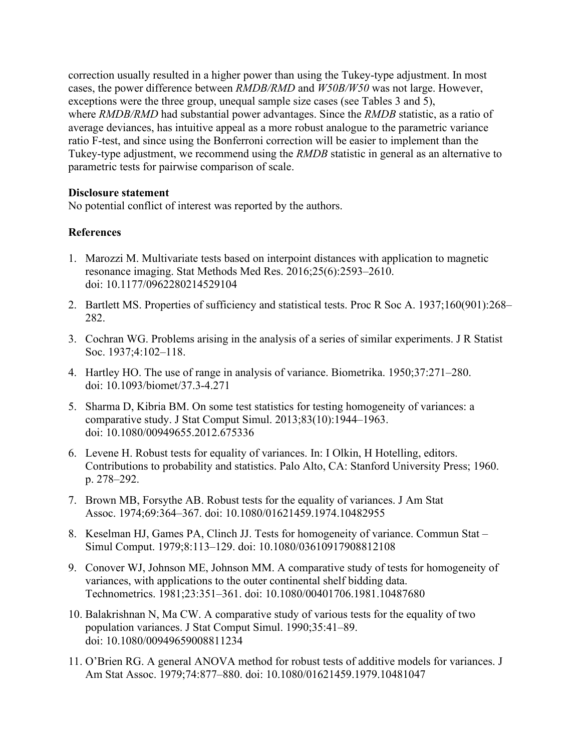correction usually resulted in a higher power than using the Tukey-type adjustment. In most cases, the power difference between *RMDB/RMD* and *W50B/W50* was not large. However, exceptions were the three group, unequal sample size cases (see Tables 3 and 5), where *RMDB/RMD* had substantial power advantages. Since the *RMDB* statistic, as a ratio of average deviances, has intuitive appeal as a more robust analogue to the parametric variance ratio F-test, and since using the Bonferroni correction will be easier to implement than the Tukey-type adjustment, we recommend using the *RMDB* statistic in general as an alternative to parametric tests for pairwise comparison of scale.

**Disclosure statement**

No potential conflict of interest was reported by the authors.

**References**

1. Marozzi M. Multivariate tests based on interpoint distances with application to magnetic resonance imaging. Stat Methods Med Res. 2016;25(6):2593–2610. doi: 10.1177/0962280214529104
2. Bartlett MS. Properties of sufficiency and statistical tests. Proc R Soc A. 1937;160(901):268–282.
3. Cochran WG. Problems arising in the analysis of a series of similar experiments. J R Statist Soc. 1937;4:102–118.
4. Hartley HO. The use of range in analysis of variance. Biometrika. 1950;37:271–280. doi: 10.1093/biomet/37.3-4.271
5. Sharma D, Kibria BM. On some test statistics for testing homogeneity of variances: a comparative study. J Stat Comput Simul. 2013;83(10):1944–1963. doi: 10.1080/00949655.2012.675336
6. Levene H. Robust tests for equality of variances. In: I Olkin, H Hotelling, editors. Contributions to probability and statistics. Palo Alto, CA: Stanford University Press; 1960. p. 278–292.
7. Brown MB, Forsythe AB. Robust tests for the equality of variances. J Am Stat Assoc. 1974;69:364–367. doi: 10.1080/01621459.1974.10482955
8. Keselman HJ, Games PA, Clinch JJ. Tests for homogeneity of variance. Commun Stat – Simul Comput. 1979;8:113–129. doi: 10.1080/03610917908812108
9. Conover WJ, Johnson ME, Johnson MM. A comparative study of tests for homogeneity of variances, with applications to the outer continental shelf bidding data. Technometrics. 1981;23:351–361. doi: 10.1080/00401706.1981.10487680
10. Balakrishnan N, Ma CW. A comparative study of various tests for the equality of two population variances. J Stat Comput Simul. 1990;35:41–89. doi: 10.1080/00949659008811234
11. O'Brien RG. A general ANOVA method for robust tests of additive models for variances. J Am Stat Assoc. 1979;74:877–880. doi: 10.1080/01621459.1979.10481047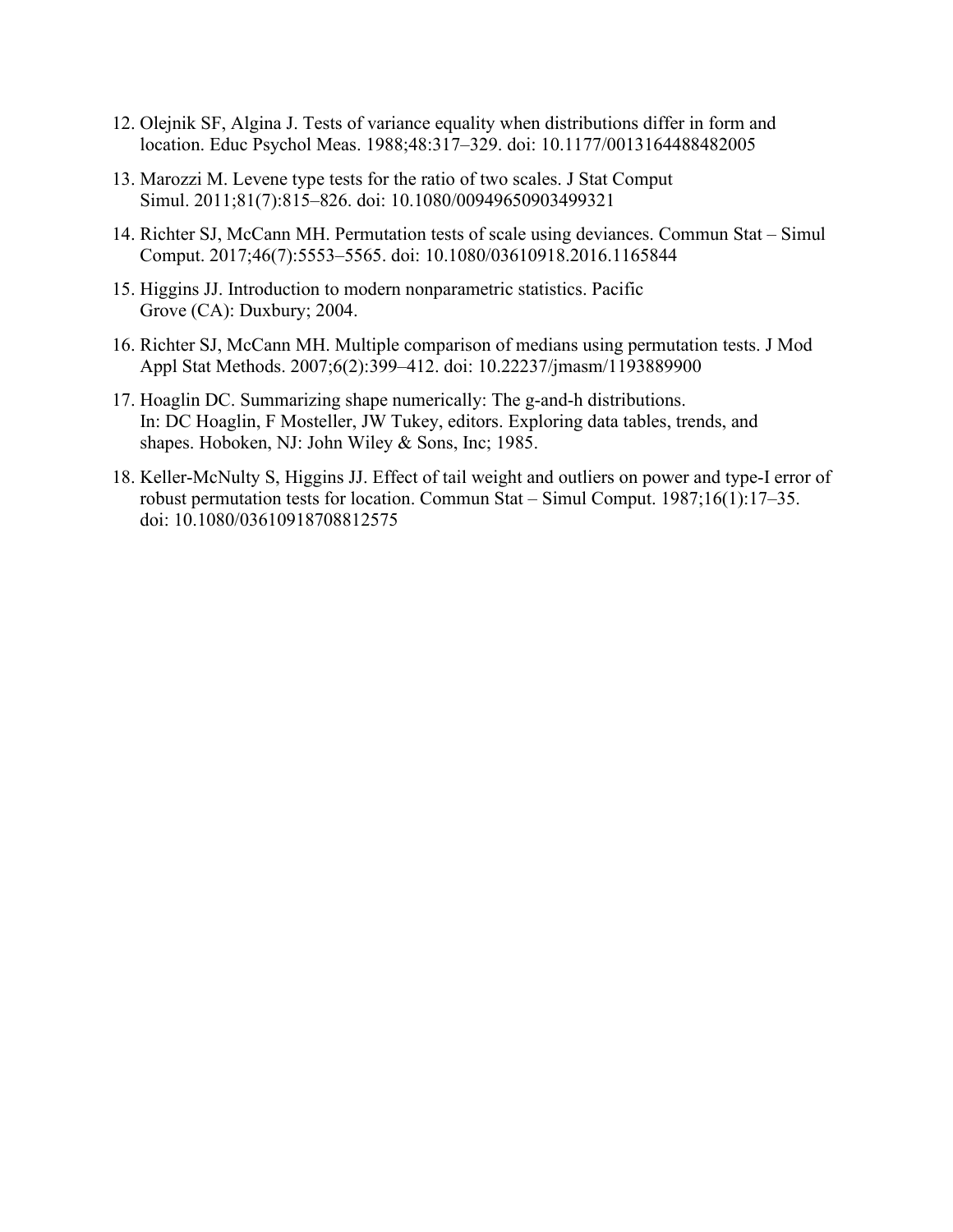12. Olejnik SF, Algina J. Tests of variance equality when distributions differ in form and location. Educ Psychol Meas. 1988;48:317–329. doi: 10.1177/0013164488482005

13. Marozzi M. Levene type tests for the ratio of two scales. J Stat Comput Simul. 2011;81(7):815–826. doi: 10.1080/00949650903499321

14. Richter SJ, McCann MH. Permutation tests of scale using deviances. Commun Stat – Simul Comput. 2017;46(7):5553–5565. doi: 10.1080/03610918.2016.1165844

15. Higgins JJ. Introduction to modern nonparametric statistics. Pacific Grove (CA): Duxbury; 2004.

16. Richter SJ, McCann MH. Multiple comparison of medians using permutation tests. J Mod Appl Stat Methods. 2007;6(2):399–412. doi: 10.22237/jmasm/1193889900

17. Hoaglin DC. Summarizing shape numerically: The g-and-h distributions. In: DC Hoaglin, F Mosteller, JW Tukey, editors. Exploring data tables, trends, and shapes. Hoboken, NJ: John Wiley & Sons, Inc; 1985.

18. Keller-McNulty S, Higgins JJ. Effect of tail weight and outliers on power and type-I error of robust permutation tests for location. Commun Stat – Simul Comput. 1987;16(1):17–35. doi: 10.1080/03610918708812575